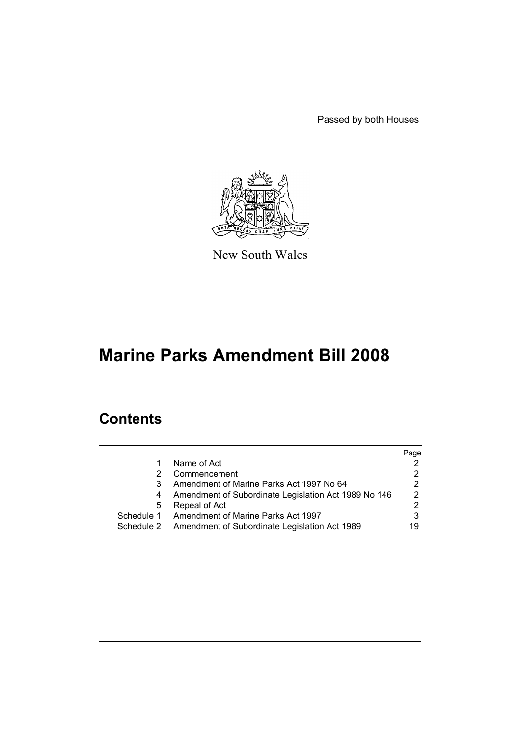Passed by both Houses

New South Wales

# Marine Parks Amendment Bill 2008

## Contents

| | | Page |
|---|---|---|
| 1 | Name of Act | 2 |
| 2 | Commencement | 2 |
| 3 | Amendment of Marine Parks Act 1997 No 64 | 2 |
| 4 | Amendment of Subordinate Legislation Act 1989 No 146 | 2 |
| 5 | Repeal of Act | 2 |
| Schedule 1 | Amendment of Marine Parks Act 1997 | 3 |
| Schedule 2 | Amendment of Subordinate Legislation Act 1989 | 19 |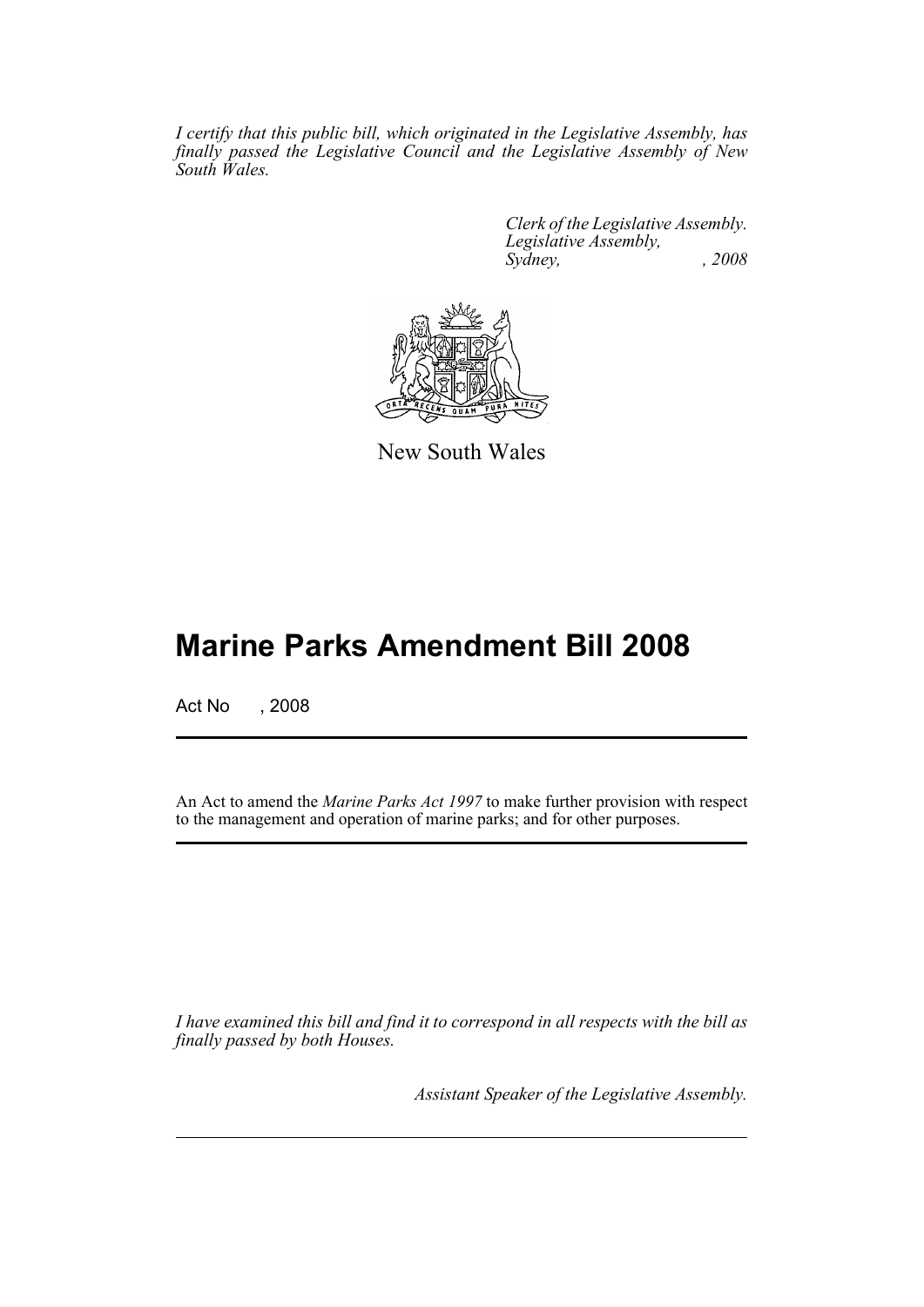*I certify that this public bill, which originated in the Legislative Assembly, has finally passed the Legislative Council and the Legislative Assembly of New South Wales.*

*Clerk of the Legislative Assembly.*
*Legislative Assembly,*
*Sydney, , 2008*

New South Wales

# Marine Parks Amendment Bill 2008

Act No , 2008

An Act to amend the *Marine Parks Act 1997* to make further provision with respect to the management and operation of marine parks; and for other purposes.

*I have examined this bill and find it to correspond in all respects with the bill as finally passed by both Houses.*

*Assistant Speaker of the Legislative Assembly.*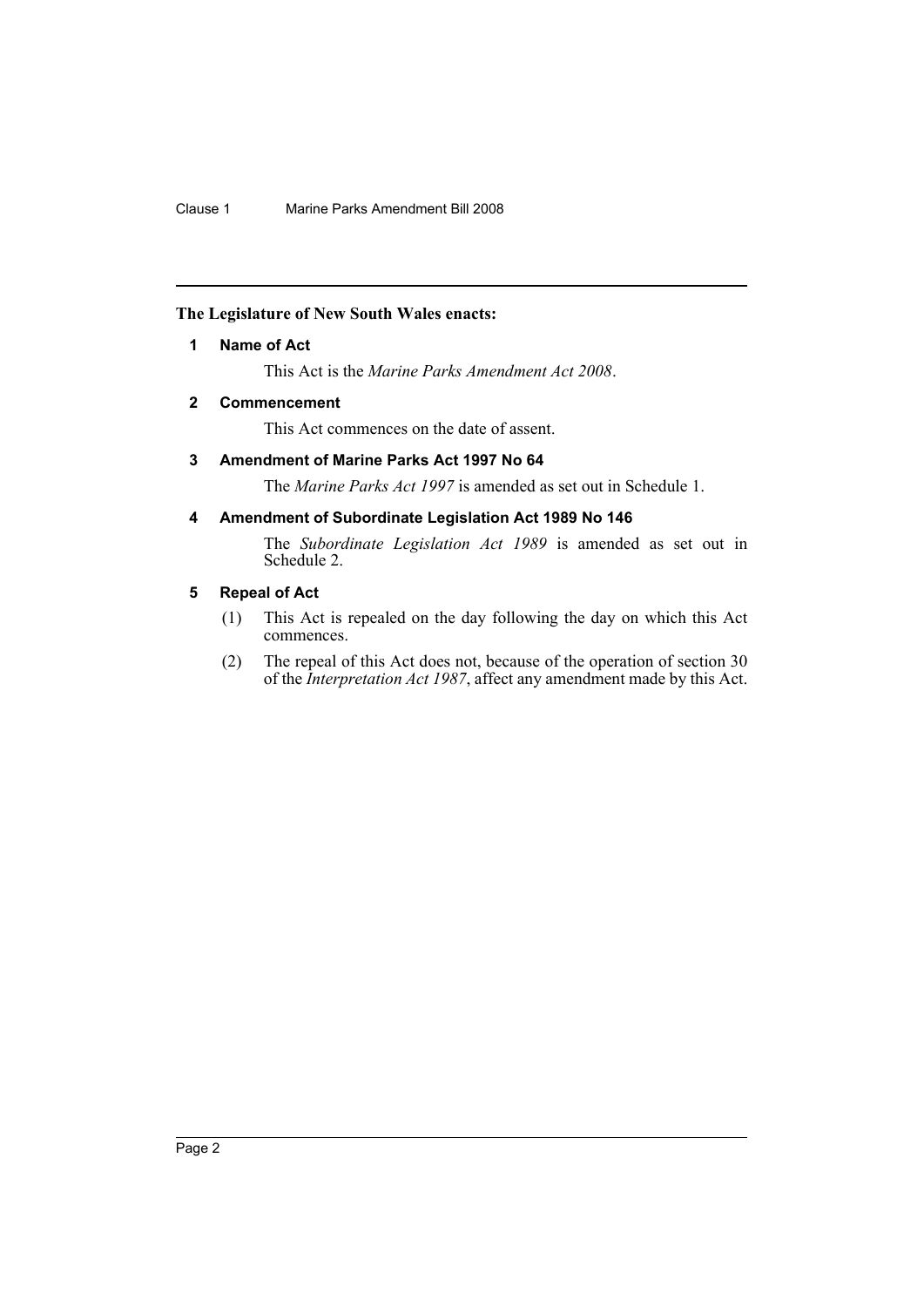## The Legislature of New South Wales enacts:

### 1 Name of Act

This Act is the *Marine Parks Amendment Act 2008*.

### 2 Commencement

This Act commences on the date of assent.

### 3 Amendment of Marine Parks Act 1997 No 64

The *Marine Parks Act 1997* is amended as set out in Schedule 1.

### 4 Amendment of Subordinate Legislation Act 1989 No 146

The *Subordinate Legislation Act 1989* is amended as set out in Schedule 2.

### 5 Repeal of Act

(1) This Act is repealed on the day following the day on which this Act commences.

(2) The repeal of this Act does not, because of the operation of section 30 of the *Interpretation Act 1987*, affect any amendment made by this Act.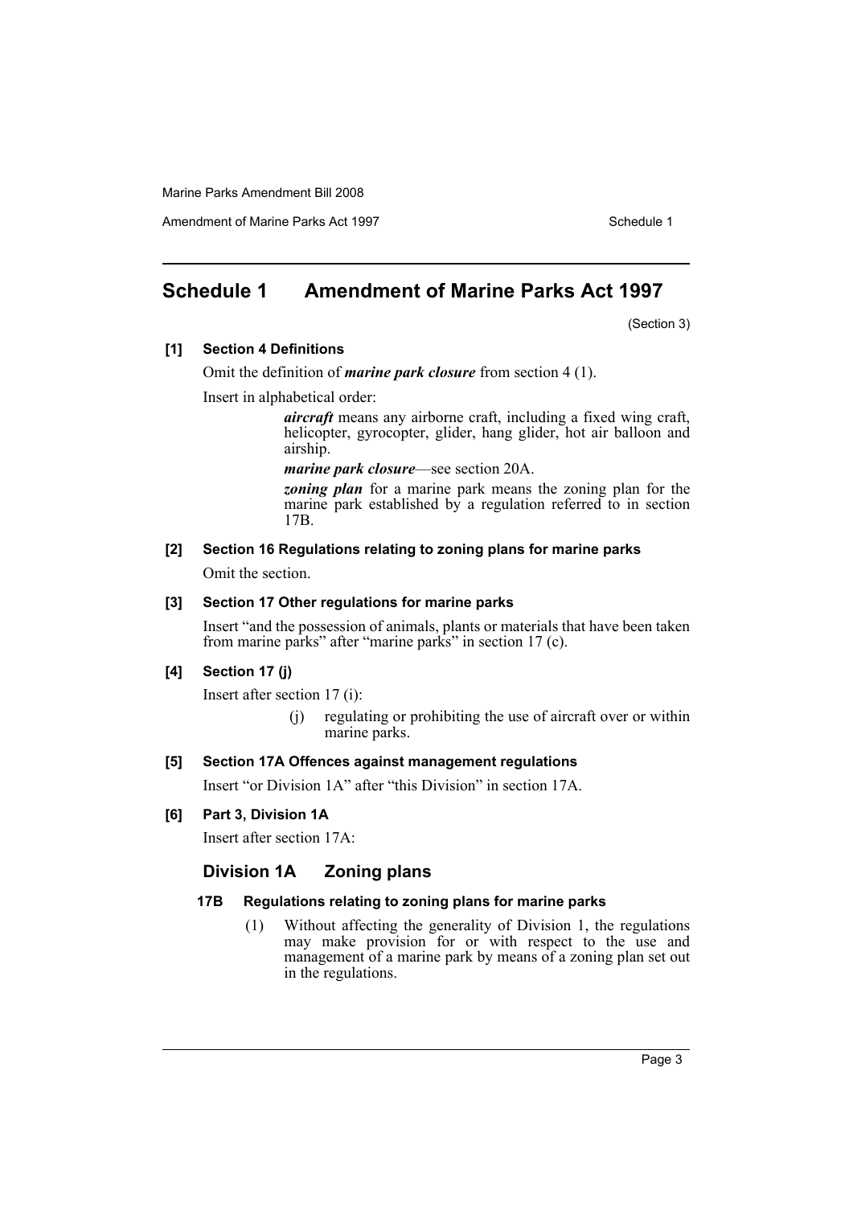## Schedule 1 Amendment of Marine Parks Act 1997

(Section 3)

**[1] Section 4 Definitions**

Omit the definition of ***marine park closure*** from section 4 (1).

Insert in alphabetical order:

> ***aircraft*** means any airborne craft, including a fixed wing craft, helicopter, gyrocopter, glider, hang glider, hot air balloon and airship.
>
> ***marine park closure***—see section 20A.
>
> ***zoning plan*** for a marine park means the zoning plan for the marine park established by a regulation referred to in section 17B.

**[2] Section 16 Regulations relating to zoning plans for marine parks**

Omit the section.

**[3] Section 17 Other regulations for marine parks**

Insert "and the possession of animals, plants or materials that have been taken from marine parks" after "marine parks" in section 17 (c).

**[4] Section 17 (j)**

Insert after section 17 (i):

> (j) regulating or prohibiting the use of aircraft over or within marine parks.

**[5] Section 17A Offences against management regulations**

Insert "or Division 1A" after "this Division" in section 17A.

**[6] Part 3, Division 1A**

Insert after section 17A:

### Division 1A Zoning plans

#### 17B Regulations relating to zoning plans for marine parks

(1) Without affecting the generality of Division 1, the regulations may make provision for or with respect to the use and management of a marine park by means of a zoning plan set out in the regulations.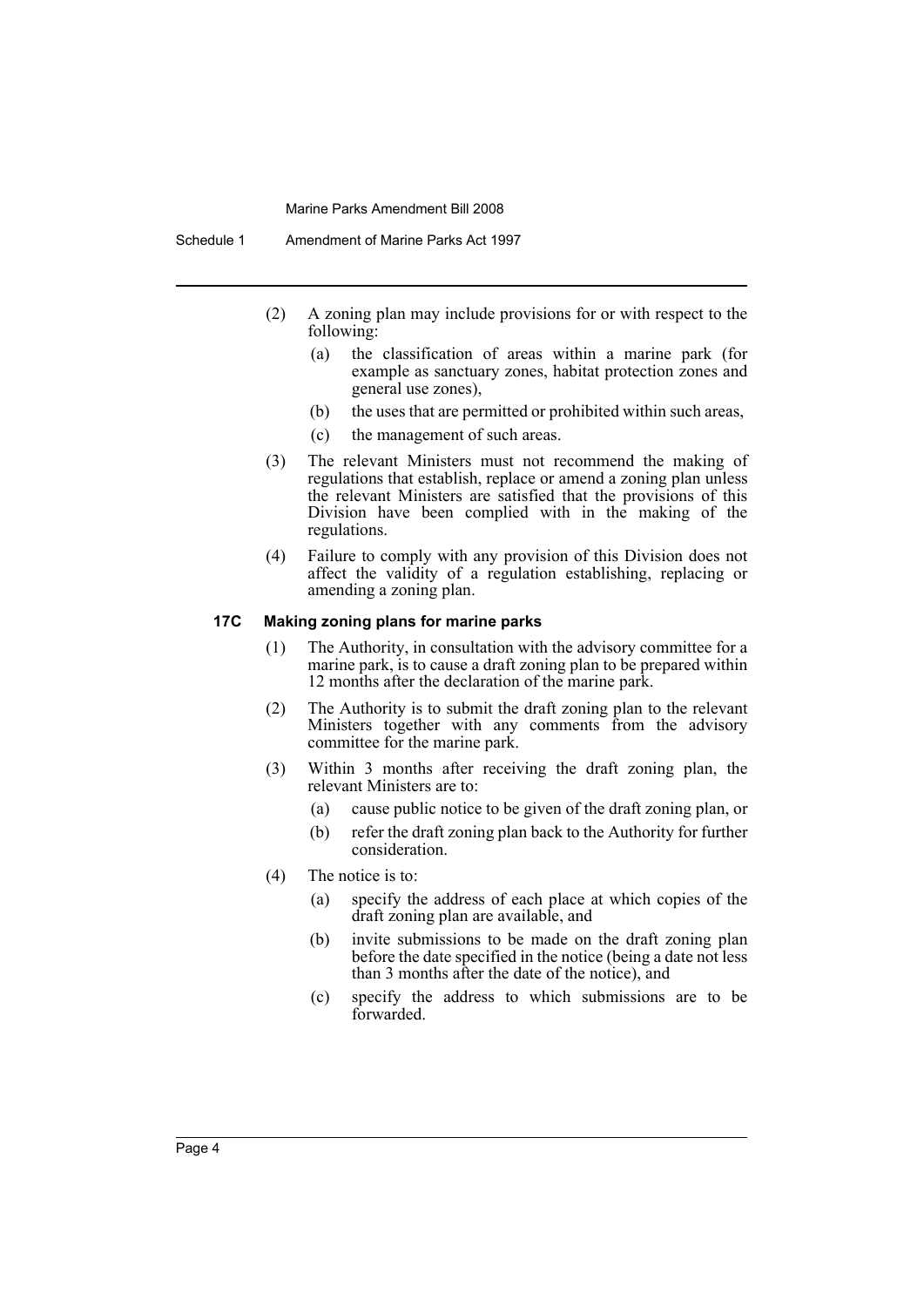(2) A zoning plan may include provisions for or with respect to the following:

- (a) the classification of areas within a marine park (for example as sanctuary zones, habitat protection zones and general use zones),
- (b) the uses that are permitted or prohibited within such areas,
- (c) the management of such areas.

(3) The relevant Ministers must not recommend the making of regulations that establish, replace or amend a zoning plan unless the relevant Ministers are satisfied that the provisions of this Division have been complied with in the making of the regulations.

(4) Failure to comply with any provision of this Division does not affect the validity of a regulation establishing, replacing or amending a zoning plan.

### 17C Making zoning plans for marine parks

(1) The Authority, in consultation with the advisory committee for a marine park, is to cause a draft zoning plan to be prepared within 12 months after the declaration of the marine park.

(2) The Authority is to submit the draft zoning plan to the relevant Ministers together with any comments from the advisory committee for the marine park.

(3) Within 3 months after receiving the draft zoning plan, the relevant Ministers are to:

- (a) cause public notice to be given of the draft zoning plan, or
- (b) refer the draft zoning plan back to the Authority for further consideration.

(4) The notice is to:

- (a) specify the address of each place at which copies of the draft zoning plan are available, and
- (b) invite submissions to be made on the draft zoning plan before the date specified in the notice (being a date not less than 3 months after the date of the notice), and
- (c) specify the address to which submissions are to be forwarded.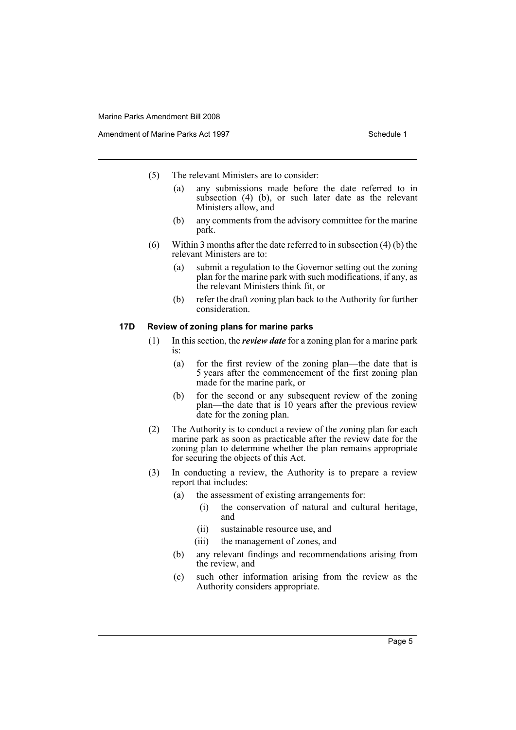(5) The relevant Ministers are to consider:

- (a) any submissions made before the date referred to in subsection (4) (b), or such later date as the relevant Ministers allow, and
- (b) any comments from the advisory committee for the marine park.

(6) Within 3 months after the date referred to in subsection (4) (b) the relevant Ministers are to:

- (a) submit a regulation to the Governor setting out the zoning plan for the marine park with such modifications, if any, as the relevant Ministers think fit, or
- (b) refer the draft zoning plan back to the Authority for further consideration.

### 17D Review of zoning plans for marine parks

(1) In this section, the ***review date*** for a zoning plan for a marine park is:

- (a) for the first review of the zoning plan—the date that is 5 years after the commencement of the first zoning plan made for the marine park, or
- (b) for the second or any subsequent review of the zoning plan—the date that is 10 years after the previous review date for the zoning plan.

(2) The Authority is to conduct a review of the zoning plan for each marine park as soon as practicable after the review date for the zoning plan to determine whether the plan remains appropriate for securing the objects of this Act.

(3) In conducting a review, the Authority is to prepare a review report that includes:

- (a) the assessment of existing arrangements for:
  - (i) the conservation of natural and cultural heritage, and
  - (ii) sustainable resource use, and
  - (iii) the management of zones, and
- (b) any relevant findings and recommendations arising from the review, and
- (c) such other information arising from the review as the Authority considers appropriate.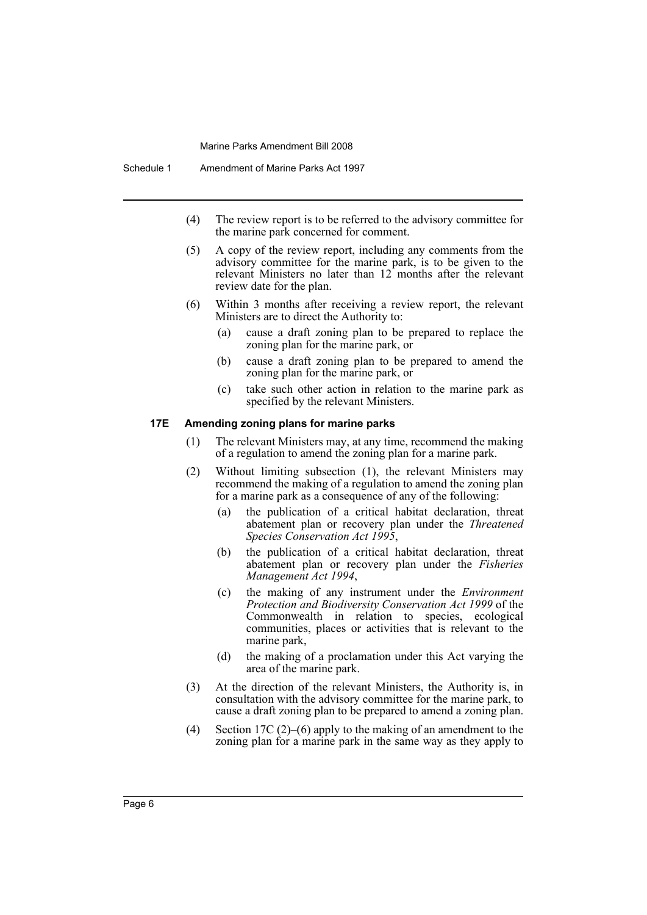(4) The review report is to be referred to the advisory committee for the marine park concerned for comment.

(5) A copy of the review report, including any comments from the advisory committee for the marine park, is to be given to the relevant Ministers no later than 12 months after the relevant review date for the plan.

(6) Within 3 months after receiving a review report, the relevant Ministers are to direct the Authority to:

   (a) cause a draft zoning plan to be prepared to replace the zoning plan for the marine park, or

   (b) cause a draft zoning plan to be prepared to amend the zoning plan for the marine park, or

   (c) take such other action in relation to the marine park as specified by the relevant Ministers.

### 17E Amending zoning plans for marine parks

(1) The relevant Ministers may, at any time, recommend the making of a regulation to amend the zoning plan for a marine park.

(2) Without limiting subsection (1), the relevant Ministers may recommend the making of a regulation to amend the zoning plan for a marine park as a consequence of any of the following:

   (a) the publication of a critical habitat declaration, threat abatement plan or recovery plan under the *Threatened Species Conservation Act 1995*,

   (b) the publication of a critical habitat declaration, threat abatement plan or recovery plan under the *Fisheries Management Act 1994*,

   (c) the making of any instrument under the *Environment Protection and Biodiversity Conservation Act 1999* of the Commonwealth in relation to species, ecological communities, places or activities that is relevant to the marine park,

   (d) the making of a proclamation under this Act varying the area of the marine park.

(3) At the direction of the relevant Ministers, the Authority is, in consultation with the advisory committee for the marine park, to cause a draft zoning plan to be prepared to amend a zoning plan.

(4) Section 17C (2)–(6) apply to the making of an amendment to the zoning plan for a marine park in the same way as they apply to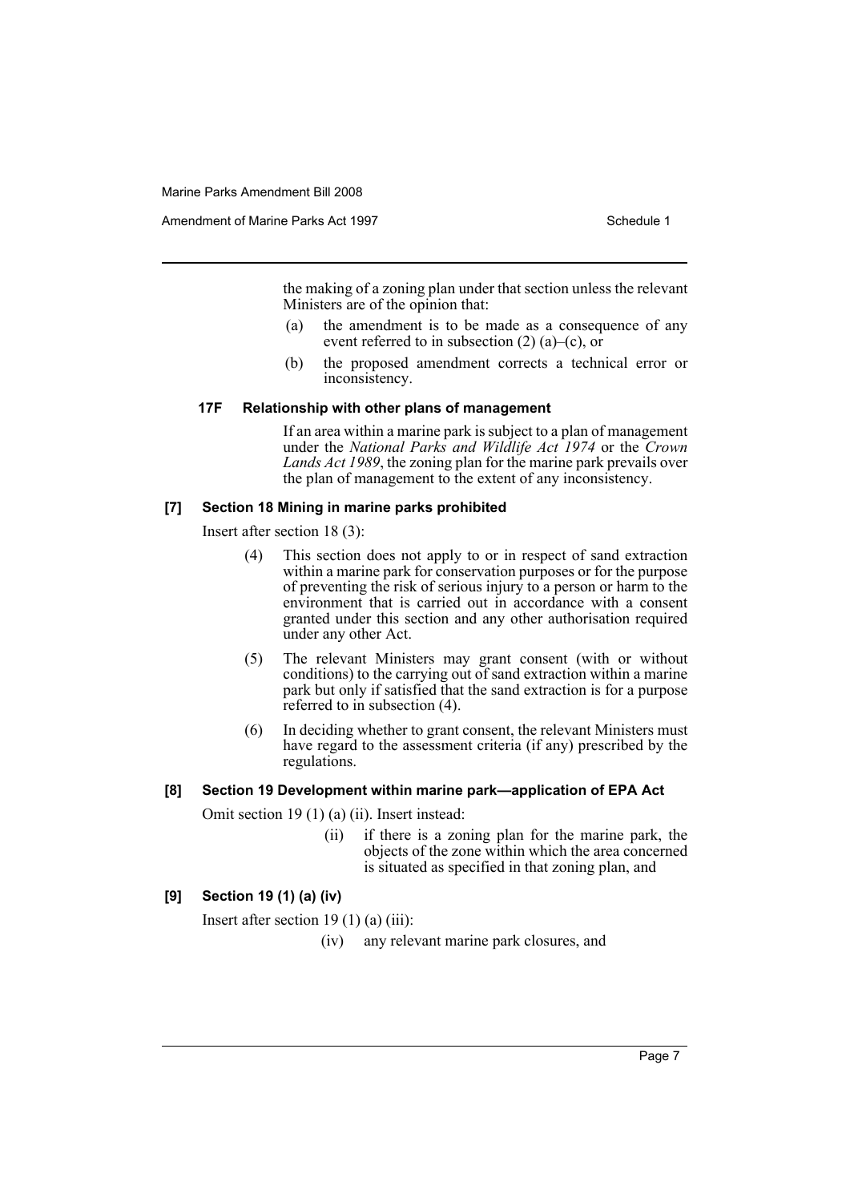the making of a zoning plan under that section unless the relevant Ministers are of the opinion that:

- (a) the amendment is to be made as a consequence of any event referred to in subsection (2) (a)–(c), or
- (b) the proposed amendment corrects a technical error or inconsistency.

#### 17F Relationship with other plans of management

If an area within a marine park is subject to a plan of management under the *National Parks and Wildlife Act 1974* or the *Crown Lands Act 1989*, the zoning plan for the marine park prevails over the plan of management to the extent of any inconsistency.

### [7] Section 18 Mining in marine parks prohibited

Insert after section 18 (3):

- (4) This section does not apply to or in respect of sand extraction within a marine park for conservation purposes or for the purpose of preventing the risk of serious injury to a person or harm to the environment that is carried out in accordance with a consent granted under this section and any other authorisation required under any other Act.
- (5) The relevant Ministers may grant consent (with or without conditions) to the carrying out of sand extraction within a marine park but only if satisfied that the sand extraction is for a purpose referred to in subsection (4).
- (6) In deciding whether to grant consent, the relevant Ministers must have regard to the assessment criteria (if any) prescribed by the regulations.

### [8] Section 19 Development within marine park—application of EPA Act

Omit section 19 (1) (a) (ii). Insert instead:

- (ii) if there is a zoning plan for the marine park, the objects of the zone within which the area concerned is situated as specified in that zoning plan, and

### [9] Section 19 (1) (a) (iv)

Insert after section 19 (1) (a) (iii):

- (iv) any relevant marine park closures, and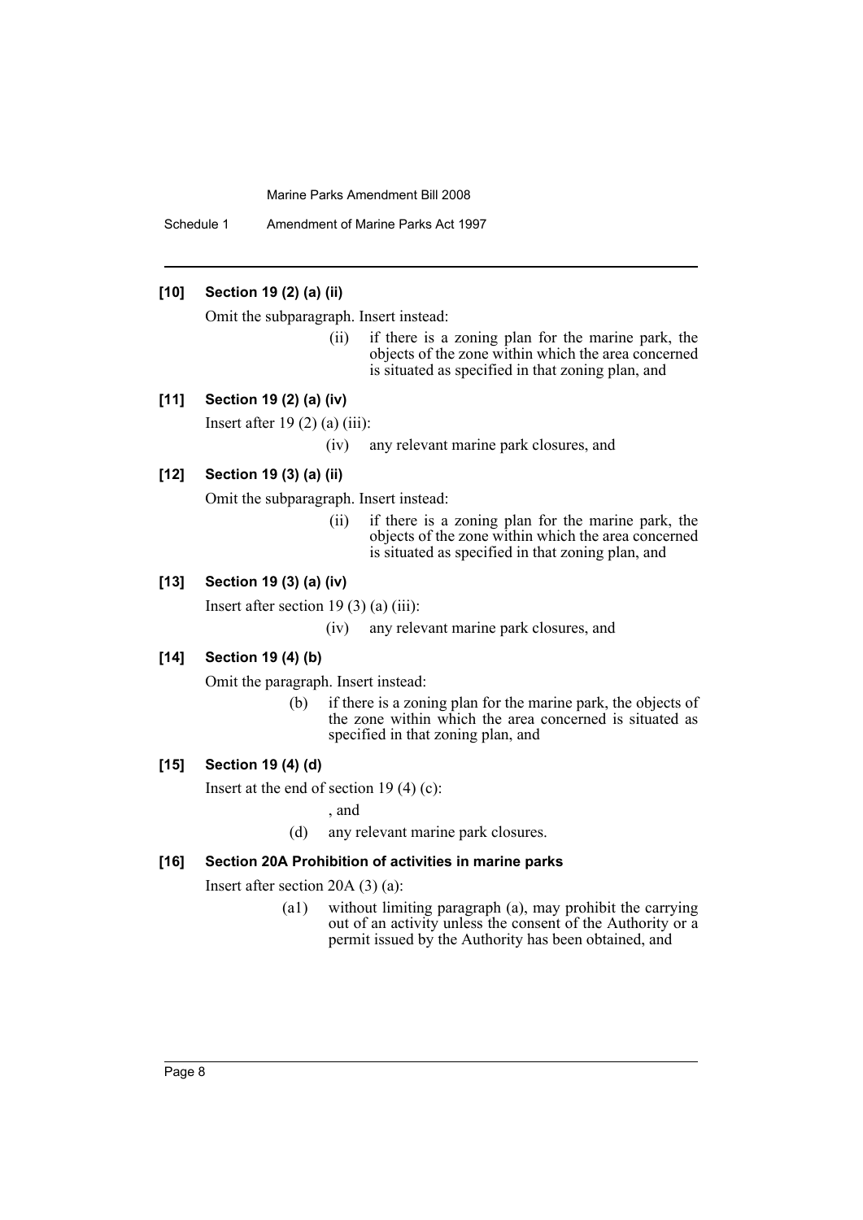### [10] Section 19 (2) (a) (ii)

Omit the subparagraph. Insert instead:

> (ii) if there is a zoning plan for the marine park, the objects of the zone within which the area concerned is situated as specified in that zoning plan, and

### [11] Section 19 (2) (a) (iv)

Insert after 19 (2) (a) (iii):

> (iv) any relevant marine park closures, and

### [12] Section 19 (3) (a) (ii)

Omit the subparagraph. Insert instead:

> (ii) if there is a zoning plan for the marine park, the objects of the zone within which the area concerned is situated as specified in that zoning plan, and

### [13] Section 19 (3) (a) (iv)

Insert after section 19 (3) (a) (iii):

> (iv) any relevant marine park closures, and

### [14] Section 19 (4) (b)

Omit the paragraph. Insert instead:

> (b) if there is a zoning plan for the marine park, the objects of the zone within which the area concerned is situated as specified in that zoning plan, and

### [15] Section 19 (4) (d)

Insert at the end of section 19 (4) (c):

> , and
>
> (d) any relevant marine park closures.

### [16] Section 20A Prohibition of activities in marine parks

Insert after section 20A (3) (a):

> (a1) without limiting paragraph (a), may prohibit the carrying out of an activity unless the consent of the Authority or a permit issued by the Authority has been obtained, and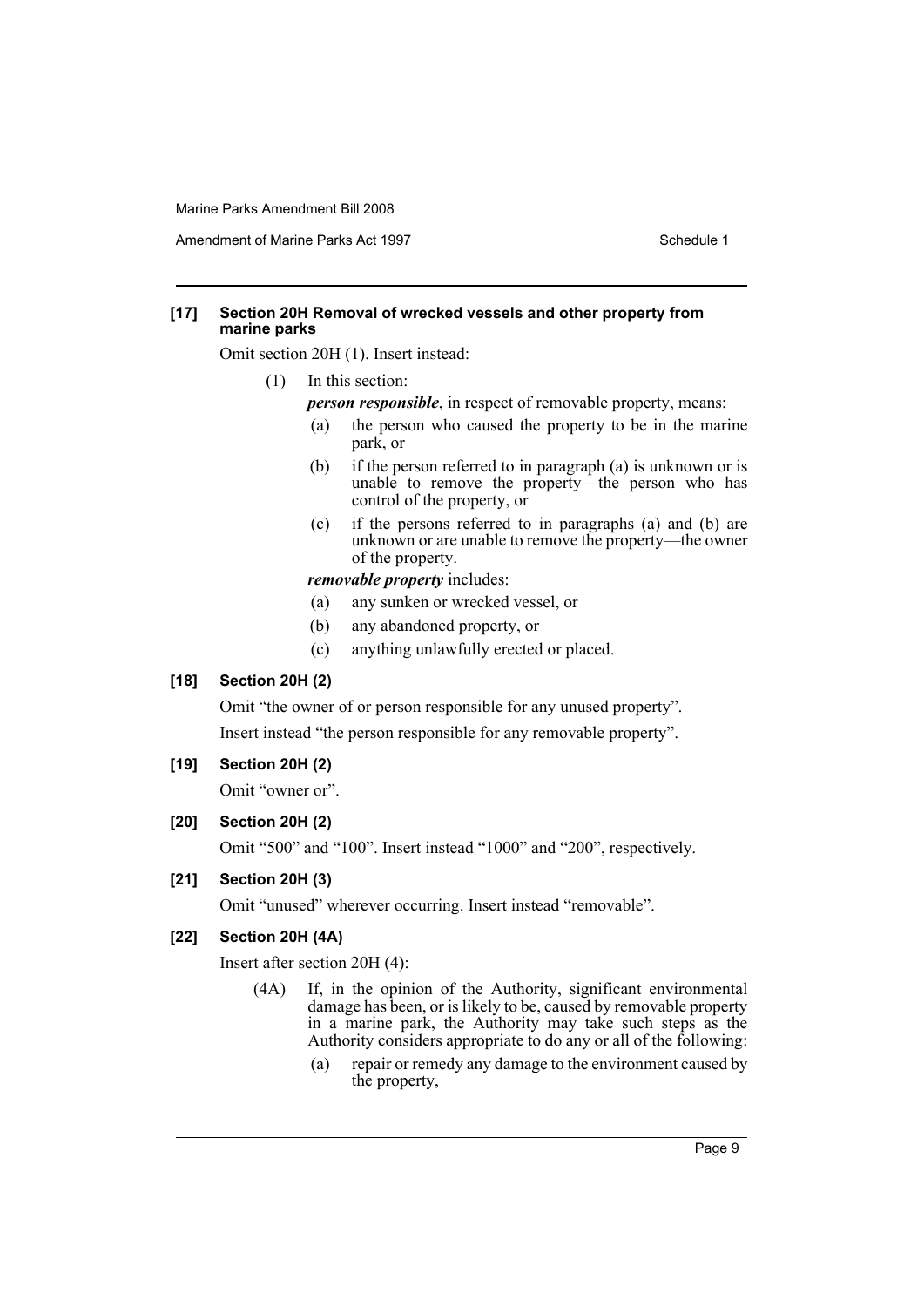#### [17] Section 20H Removal of wrecked vessels and other property from marine parks

Omit section 20H (1). Insert instead:

(1) In this section:

***person responsible***, in respect of removable property, means:

- (a) the person who caused the property to be in the marine park, or
- (b) if the person referred to in paragraph (a) is unknown or is unable to remove the property—the person who has control of the property, or
- (c) if the persons referred to in paragraphs (a) and (b) are unknown or are unable to remove the property—the owner of the property.

***removable property*** includes:

- (a) any sunken or wrecked vessel, or
- (b) any abandoned property, or
- (c) anything unlawfully erected or placed.

#### [18] Section 20H (2)

Omit "the owner of or person responsible for any unused property".

Insert instead "the person responsible for any removable property".

#### [19] Section 20H (2)

Omit "owner or".

#### [20] Section 20H (2)

Omit "500" and "100". Insert instead "1000" and "200", respectively.

#### [21] Section 20H (3)

Omit "unused" wherever occurring. Insert instead "removable".

#### [22] Section 20H (4A)

Insert after section 20H (4):

(4A) If, in the opinion of the Authority, significant environmental damage has been, or is likely to be, caused by removable property in a marine park, the Authority may take such steps as the Authority considers appropriate to do any or all of the following:

- (a) repair or remedy any damage to the environment caused by the property,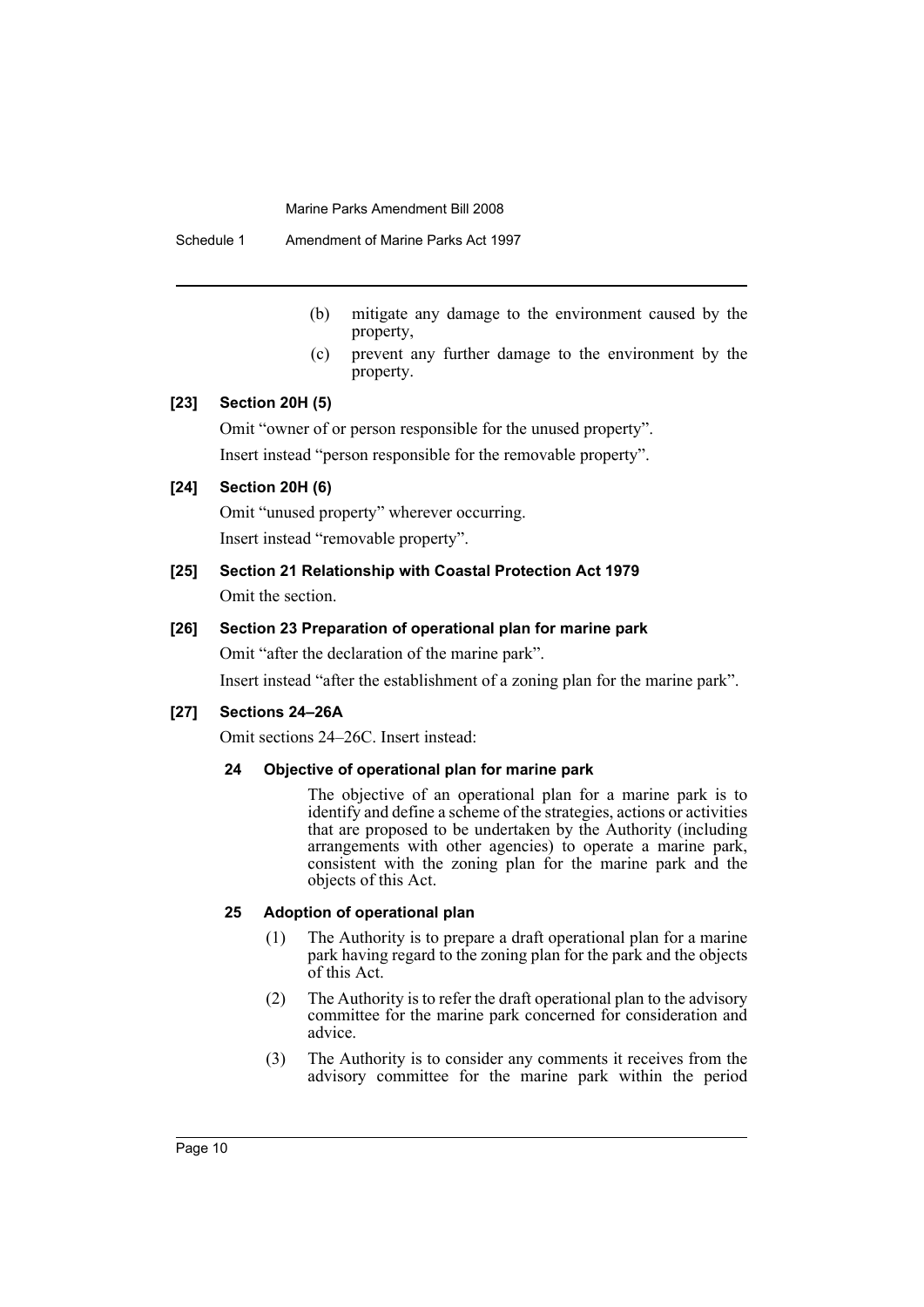(b) mitigate any damage to the environment caused by the property,

(c) prevent any further damage to the environment by the property.

### [23] Section 20H (5)

Omit "owner of or person responsible for the unused property".

Insert instead "person responsible for the removable property".

### [24] Section 20H (6)

Omit "unused property" wherever occurring.

Insert instead "removable property".

### [25] Section 21 Relationship with Coastal Protection Act 1979

Omit the section.

### [26] Section 23 Preparation of operational plan for marine park

Omit "after the declaration of the marine park".

Insert instead "after the establishment of a zoning plan for the marine park".

### [27] Sections 24–26A

Omit sections 24–26C. Insert instead:

#### 24 Objective of operational plan for marine park

The objective of an operational plan for a marine park is to identify and define a scheme of the strategies, actions or activities that are proposed to be undertaken by the Authority (including arrangements with other agencies) to operate a marine park, consistent with the zoning plan for the marine park and the objects of this Act.

#### 25 Adoption of operational plan

(1) The Authority is to prepare a draft operational plan for a marine park having regard to the zoning plan for the park and the objects of this Act.

(2) The Authority is to refer the draft operational plan to the advisory committee for the marine park concerned for consideration and advice.

(3) The Authority is to consider any comments it receives from the advisory committee for the marine park within the period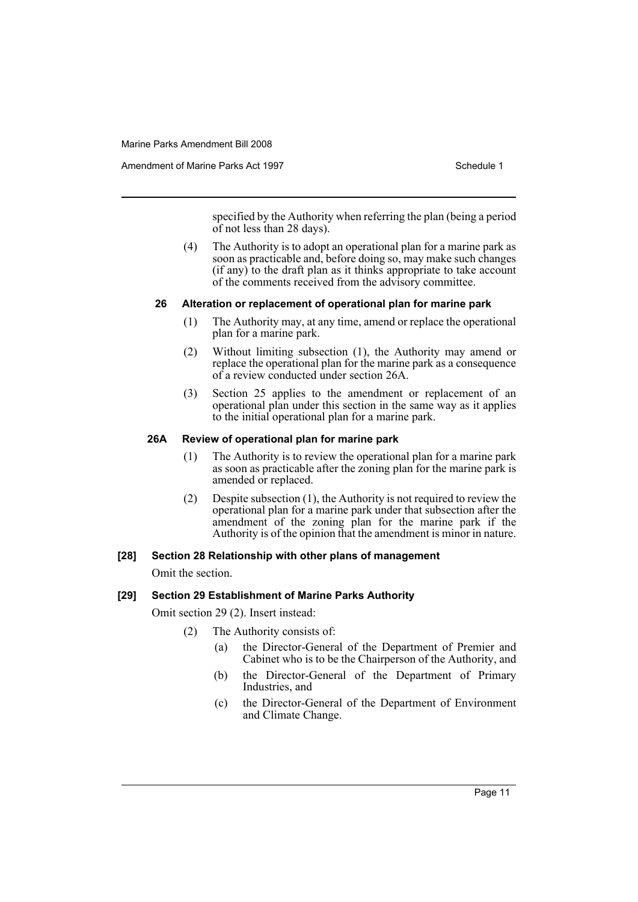specified by the Authority when referring the plan (being a period of not less than 28 days).

(4) The Authority is to adopt an operational plan for a marine park as soon as practicable and, before doing so, may make such changes (if any) to the draft plan as it thinks appropriate to take account of the comments received from the advisory committee.

#### 26 Alteration or replacement of operational plan for marine park

(1) The Authority may, at any time, amend or replace the operational plan for a marine park.

(2) Without limiting subsection (1), the Authority may amend or replace the operational plan for the marine park as a consequence of a review conducted under section 26A.

(3) Section 25 applies to the amendment or replacement of an operational plan under this section in the same way as it applies to the initial operational plan for a marine park.

#### 26A Review of operational plan for marine park

(1) The Authority is to review the operational plan for a marine park as soon as practicable after the zoning plan for the marine park is amended or replaced.

(2) Despite subsection (1), the Authority is not required to review the operational plan for a marine park under that subsection after the amendment of the zoning plan for the marine park if the Authority is of the opinion that the amendment is minor in nature.

### [28] Section 28 Relationship with other plans of management

Omit the section.

### [29] Section 29 Establishment of Marine Parks Authority

Omit section 29 (2). Insert instead:

(2) The Authority consists of:

- (a) the Director-General of the Department of Premier and Cabinet who is to be the Chairperson of the Authority, and
- (b) the Director-General of the Department of Primary Industries, and
- (c) the Director-General of the Department of Environment and Climate Change.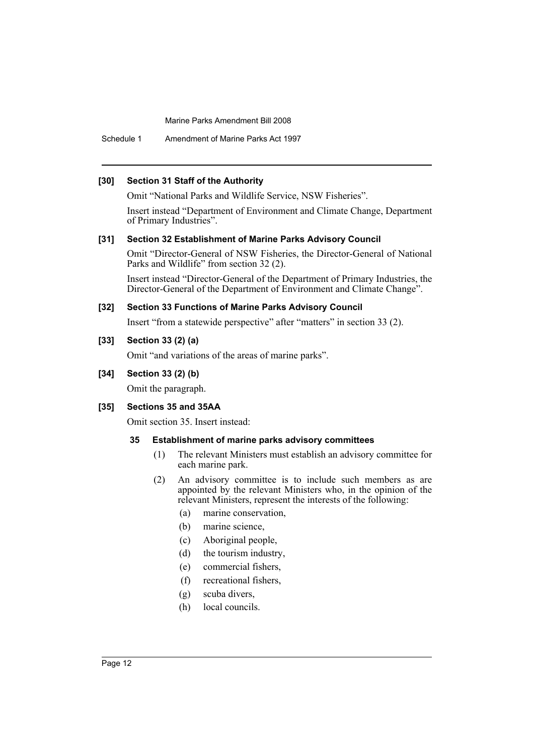**[30] Section 31 Staff of the Authority**

Omit "National Parks and Wildlife Service, NSW Fisheries".

Insert instead "Department of Environment and Climate Change, Department of Primary Industries".

**[31] Section 32 Establishment of Marine Parks Advisory Council**

Omit "Director-General of NSW Fisheries, the Director-General of National Parks and Wildlife" from section 32 (2).

Insert instead "Director-General of the Department of Primary Industries, the Director-General of the Department of Environment and Climate Change".

**[32] Section 33 Functions of Marine Parks Advisory Council**

Insert "from a statewide perspective" after "matters" in section 33 (2).

**[33] Section 33 (2) (a)**

Omit "and variations of the areas of marine parks".

**[34] Section 33 (2) (b)**

Omit the paragraph.

**[35] Sections 35 and 35AA**

Omit section 35. Insert instead:

**35 Establishment of marine parks advisory committees**

(1) The relevant Ministers must establish an advisory committee for each marine park.

(2) An advisory committee is to include such members as are appointed by the relevant Ministers who, in the opinion of the relevant Ministers, represent the interests of the following:

(a) marine conservation,

(b) marine science,

(c) Aboriginal people,

(d) the tourism industry,

(e) commercial fishers,

(f) recreational fishers,

(g) scuba divers,

(h) local councils.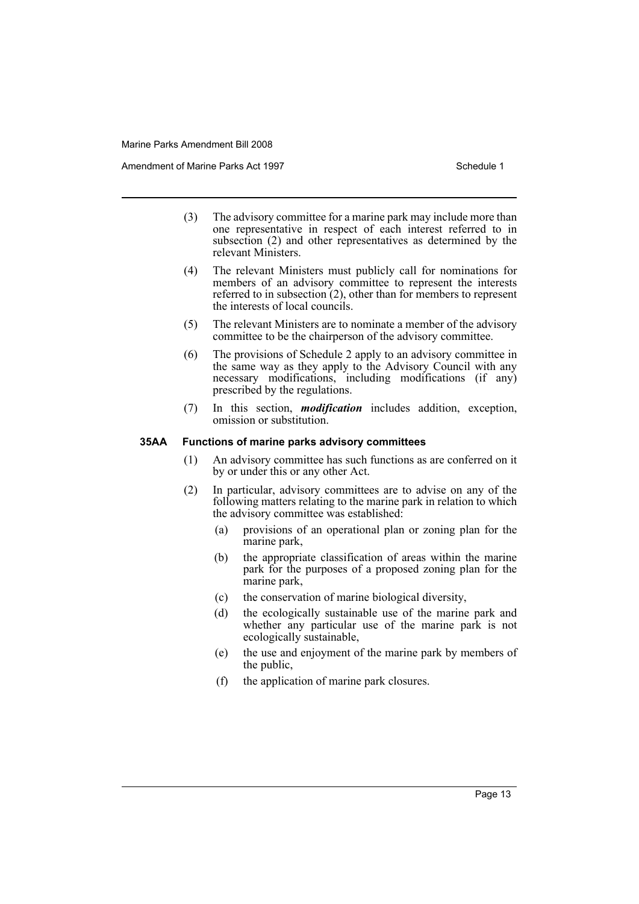(3) The advisory committee for a marine park may include more than one representative in respect of each interest referred to in subsection (2) and other representatives as determined by the relevant Ministers.

(4) The relevant Ministers must publicly call for nominations for members of an advisory committee to represent the interests referred to in subsection (2), other than for members to represent the interests of local councils.

(5) The relevant Ministers are to nominate a member of the advisory committee to be the chairperson of the advisory committee.

(6) The provisions of Schedule 2 apply to an advisory committee in the same way as they apply to the Advisory Council with any necessary modifications, including modifications (if any) prescribed by the regulations.

(7) In this section, ***modification*** includes addition, exception, omission or substitution.

### 35AA Functions of marine parks advisory committees

(1) An advisory committee has such functions as are conferred on it by or under this or any other Act.

(2) In particular, advisory committees are to advise on any of the following matters relating to the marine park in relation to which the advisory committee was established:

- (a) provisions of an operational plan or zoning plan for the marine park,
- (b) the appropriate classification of areas within the marine park for the purposes of a proposed zoning plan for the marine park,
- (c) the conservation of marine biological diversity,
- (d) the ecologically sustainable use of the marine park and whether any particular use of the marine park is not ecologically sustainable,
- (e) the use and enjoyment of the marine park by members of the public,
- (f) the application of marine park closures.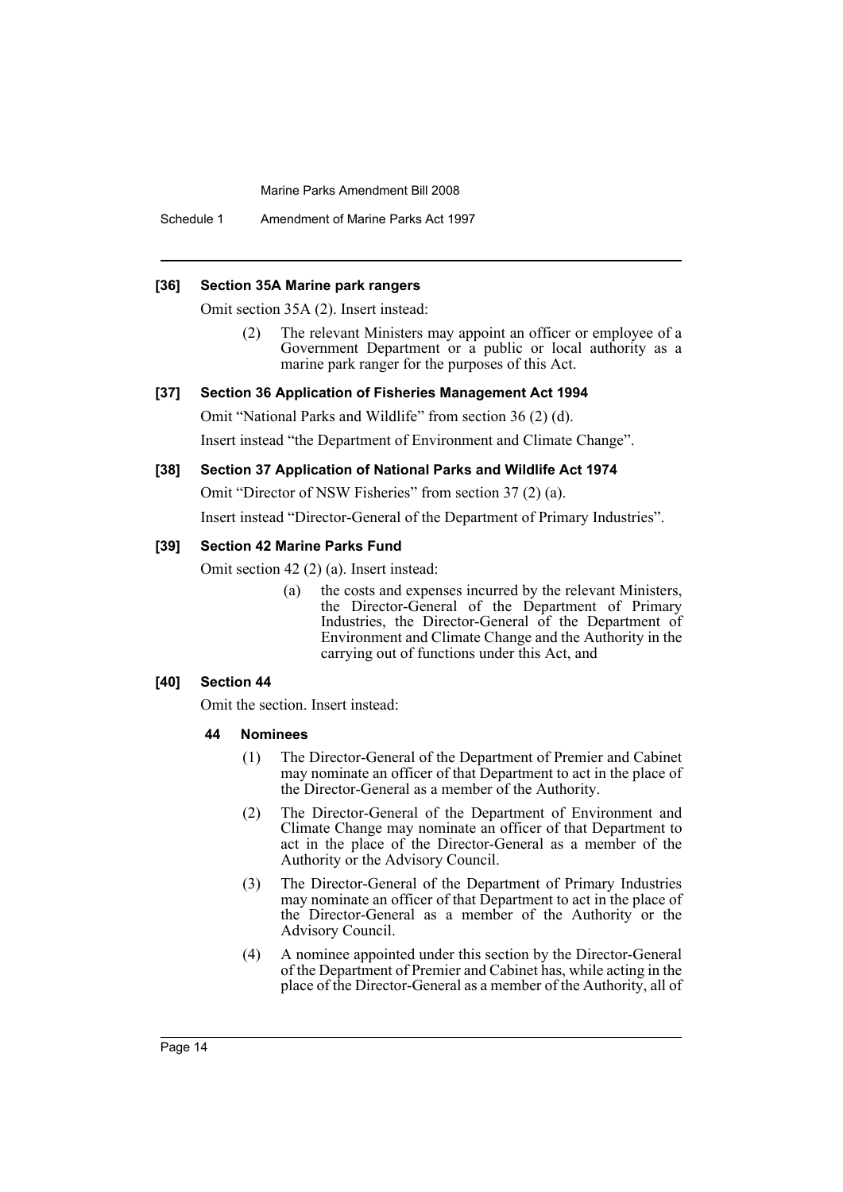#### [36] Section 35A Marine park rangers

Omit section 35A (2). Insert instead:

> (2) The relevant Ministers may appoint an officer or employee of a Government Department or a public or local authority as a marine park ranger for the purposes of this Act.

#### [37] Section 36 Application of Fisheries Management Act 1994

Omit "National Parks and Wildlife" from section 36 (2) (d).

Insert instead "the Department of Environment and Climate Change".

#### [38] Section 37 Application of National Parks and Wildlife Act 1974

Omit "Director of NSW Fisheries" from section 37 (2) (a).

Insert instead "Director-General of the Department of Primary Industries".

#### [39] Section 42 Marine Parks Fund

Omit section 42 (2) (a). Insert instead:

> (a) the costs and expenses incurred by the relevant Ministers, the Director-General of the Department of Primary Industries, the Director-General of the Department of Environment and Climate Change and the Authority in the carrying out of functions under this Act, and

#### [40] Section 44

Omit the section. Insert instead:

> **44 Nominees**
>
> (1) The Director-General of the Department of Premier and Cabinet may nominate an officer of that Department to act in the place of the Director-General as a member of the Authority.
>
> (2) The Director-General of the Department of Environment and Climate Change may nominate an officer of that Department to act in the place of the Director-General as a member of the Authority or the Advisory Council.
>
> (3) The Director-General of the Department of Primary Industries may nominate an officer of that Department to act in the place of the Director-General as a member of the Authority or the Advisory Council.
>
> (4) A nominee appointed under this section by the Director-General of the Department of Premier and Cabinet has, while acting in the place of the Director-General as a member of the Authority, all of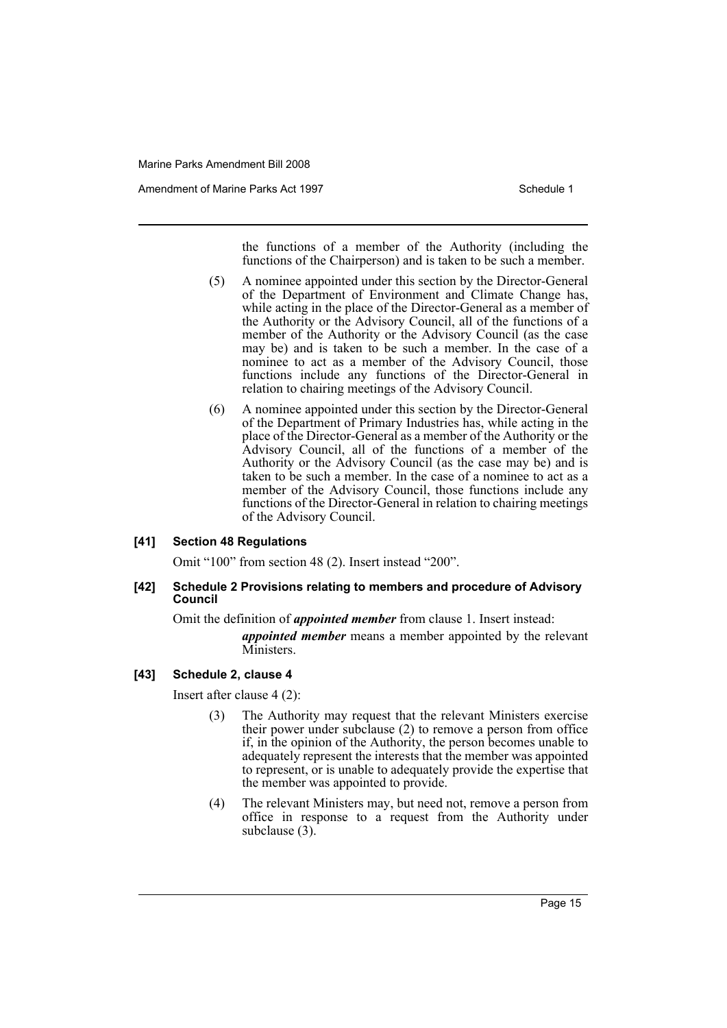the functions of a member of the Authority (including the functions of the Chairperson) and is taken to be such a member.

(5) A nominee appointed under this section by the Director-General of the Department of Environment and Climate Change has, while acting in the place of the Director-General as a member of the Authority or the Advisory Council, all of the functions of a member of the Authority or the Advisory Council (as the case may be) and is taken to be such a member. In the case of a nominee to act as a member of the Advisory Council, those functions include any functions of the Director-General in relation to chairing meetings of the Advisory Council.

(6) A nominee appointed under this section by the Director-General of the Department of Primary Industries has, while acting in the place of the Director-General as a member of the Authority or the Advisory Council, all of the functions of a member of the Authority or the Advisory Council (as the case may be) and is taken to be such a member. In the case of a nominee to act as a member of the Advisory Council, those functions include any functions of the Director-General in relation to chairing meetings of the Advisory Council.

#### [41] Section 48 Regulations

Omit "100" from section 48 (2). Insert instead "200".

#### [42] Schedule 2 Provisions relating to members and procedure of Advisory Council

Omit the definition of ***appointed member*** from clause 1. Insert instead:

***appointed member*** means a member appointed by the relevant Ministers.

#### [43] Schedule 2, clause 4

Insert after clause 4 (2):

(3) The Authority may request that the relevant Ministers exercise their power under subclause (2) to remove a person from office if, in the opinion of the Authority, the person becomes unable to adequately represent the interests that the member was appointed to represent, or is unable to adequately provide the expertise that the member was appointed to provide.

(4) The relevant Ministers may, but need not, remove a person from office in response to a request from the Authority under subclause (3).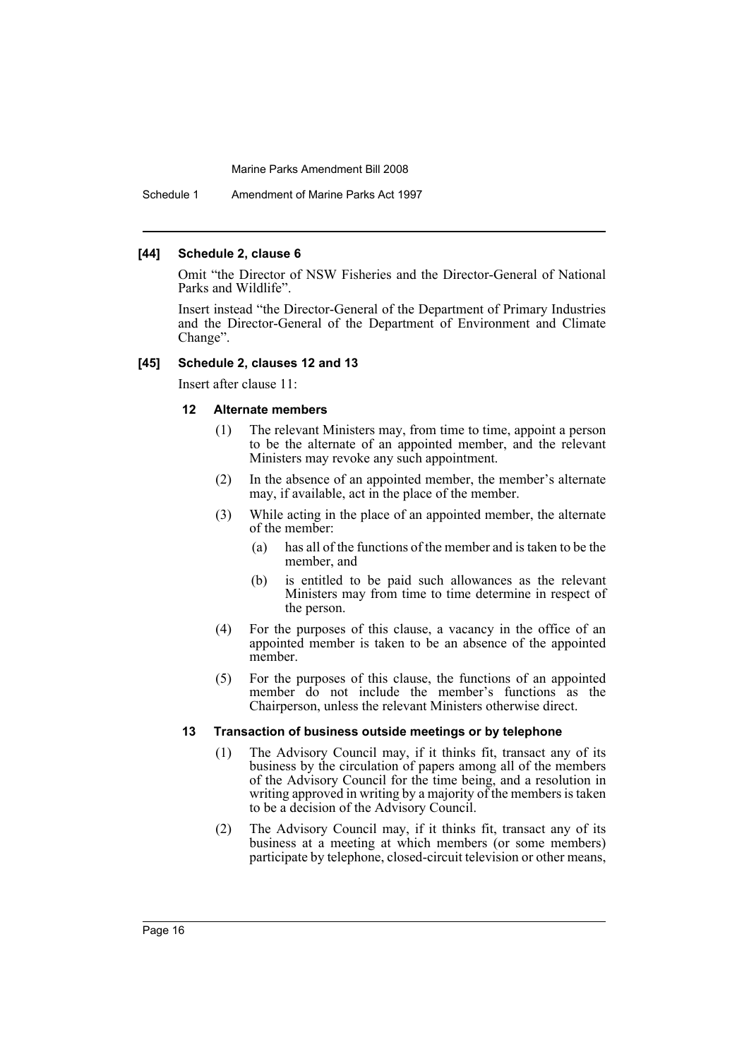#### [44] Schedule 2, clause 6

Omit "the Director of NSW Fisheries and the Director-General of National Parks and Wildlife".

Insert instead "the Director-General of the Department of Primary Industries and the Director-General of the Department of Environment and Climate Change".

#### [45] Schedule 2, clauses 12 and 13

Insert after clause 11:

**12 Alternate members**

(1) The relevant Ministers may, from time to time, appoint a person to be the alternate of an appointed member, and the relevant Ministers may revoke any such appointment.

(2) In the absence of an appointed member, the member's alternate may, if available, act in the place of the member.

(3) While acting in the place of an appointed member, the alternate of the member:

- (a) has all of the functions of the member and is taken to be the member, and
- (b) is entitled to be paid such allowances as the relevant Ministers may from time to time determine in respect of the person.

(4) For the purposes of this clause, a vacancy in the office of an appointed member is taken to be an absence of the appointed member.

(5) For the purposes of this clause, the functions of an appointed member do not include the member's functions as the Chairperson, unless the relevant Ministers otherwise direct.

**13 Transaction of business outside meetings or by telephone**

(1) The Advisory Council may, if it thinks fit, transact any of its business by the circulation of papers among all of the members of the Advisory Council for the time being, and a resolution in writing approved in writing by a majority of the members is taken to be a decision of the Advisory Council.

(2) The Advisory Council may, if it thinks fit, transact any of its business at a meeting at which members (or some members) participate by telephone, closed-circuit television or other means,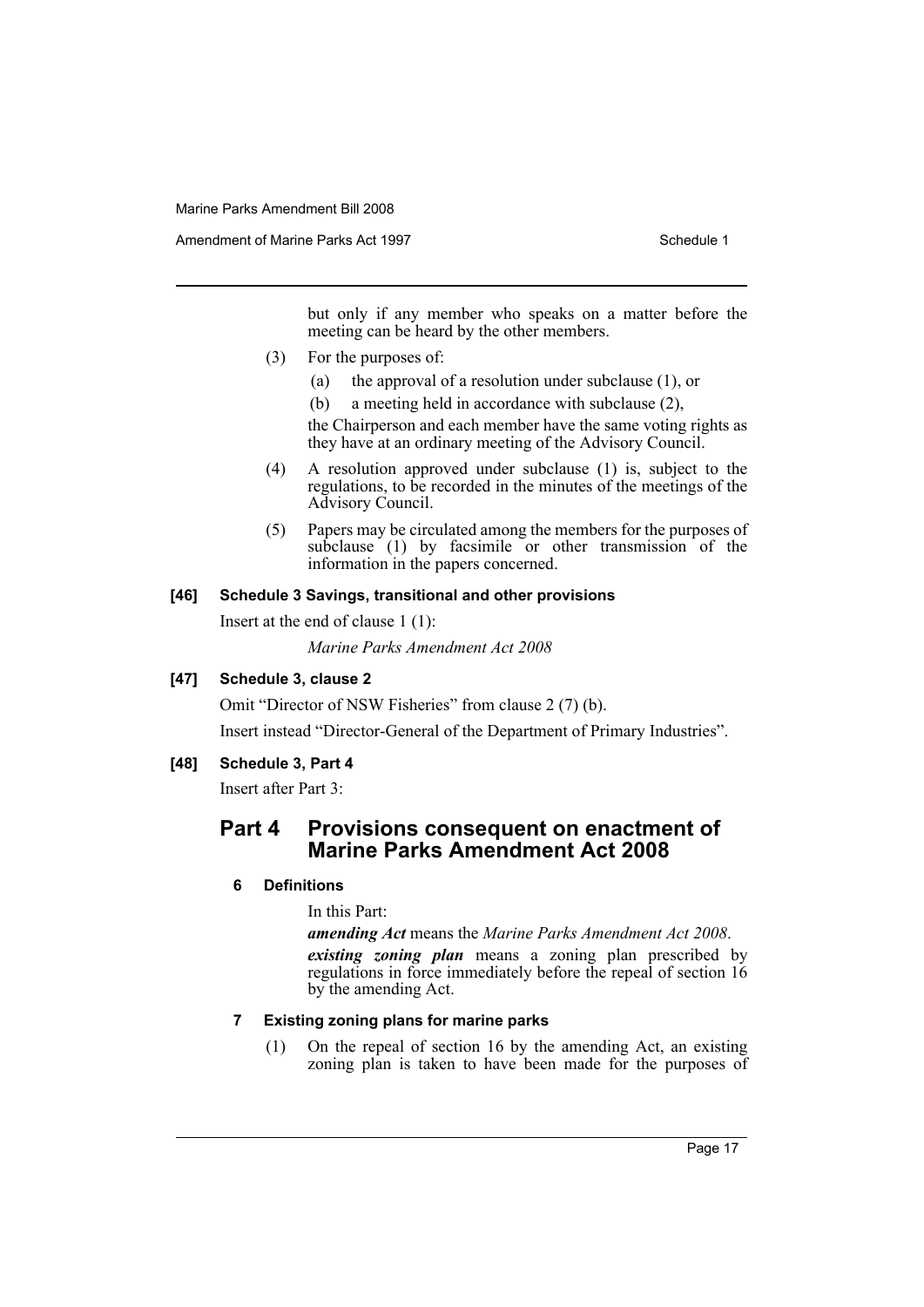but only if any member who speaks on a matter before the meeting can be heard by the other members.

(3) For the purposes of:

(a) the approval of a resolution under subclause (1), or

(b) a meeting held in accordance with subclause (2),

the Chairperson and each member have the same voting rights as they have at an ordinary meeting of the Advisory Council.

(4) A resolution approved under subclause (1) is, subject to the regulations, to be recorded in the minutes of the meetings of the Advisory Council.

(5) Papers may be circulated among the members for the purposes of subclause (1) by facsimile or other transmission of the information in the papers concerned.

**[46] Schedule 3 Savings, transitional and other provisions**

Insert at the end of clause 1 (1):

*Marine Parks Amendment Act 2008*

**[47] Schedule 3, clause 2**

Omit "Director of NSW Fisheries" from clause 2 (7) (b).

Insert instead "Director-General of the Department of Primary Industries".

**[48] Schedule 3, Part 4**

Insert after Part 3:

## Part 4 Provisions consequent on enactment of Marine Parks Amendment Act 2008

### 6 Definitions

In this Part:

***amending Act*** means the *Marine Parks Amendment Act 2008*.

***existing zoning plan*** means a zoning plan prescribed by regulations in force immediately before the repeal of section 16 by the amending Act.

### 7 Existing zoning plans for marine parks

(1) On the repeal of section 16 by the amending Act, an existing zoning plan is taken to have been made for the purposes of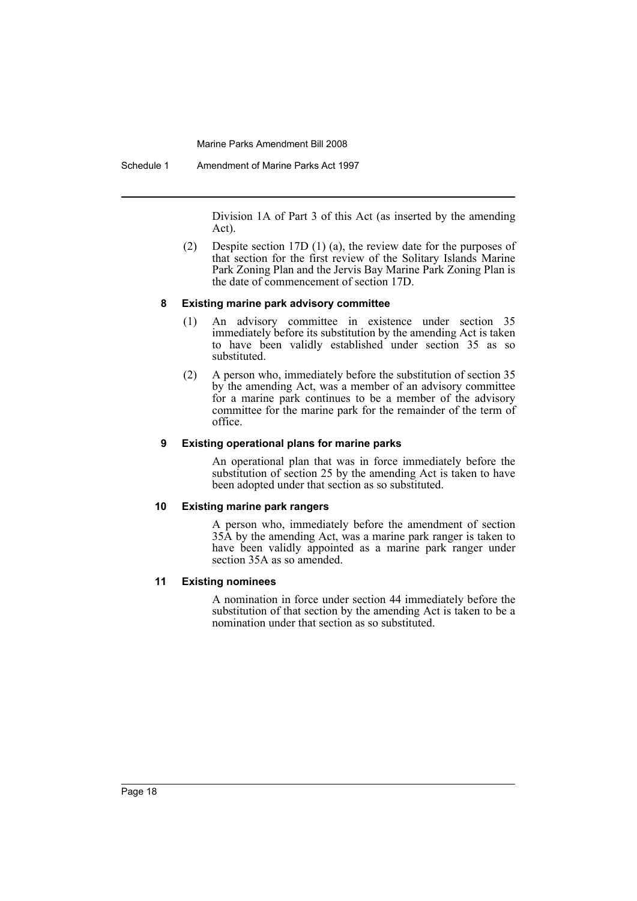Division 1A of Part 3 of this Act (as inserted by the amending Act).

(2) Despite section 17D (1) (a), the review date for the purposes of that section for the first review of the Solitary Islands Marine Park Zoning Plan and the Jervis Bay Marine Park Zoning Plan is the date of commencement of section 17D.

### 8 Existing marine park advisory committee

(1) An advisory committee in existence under section 35 immediately before its substitution by the amending Act is taken to have been validly established under section 35 as so substituted.

(2) A person who, immediately before the substitution of section 35 by the amending Act, was a member of an advisory committee for a marine park continues to be a member of the advisory committee for the marine park for the remainder of the term of office.

### 9 Existing operational plans for marine parks

An operational plan that was in force immediately before the substitution of section 25 by the amending Act is taken to have been adopted under that section as so substituted.

### 10 Existing marine park rangers

A person who, immediately before the amendment of section 35A by the amending Act, was a marine park ranger is taken to have been validly appointed as a marine park ranger under section 35A as so amended.

### 11 Existing nominees

A nomination in force under section 44 immediately before the substitution of that section by the amending Act is taken to be a nomination under that section as so substituted.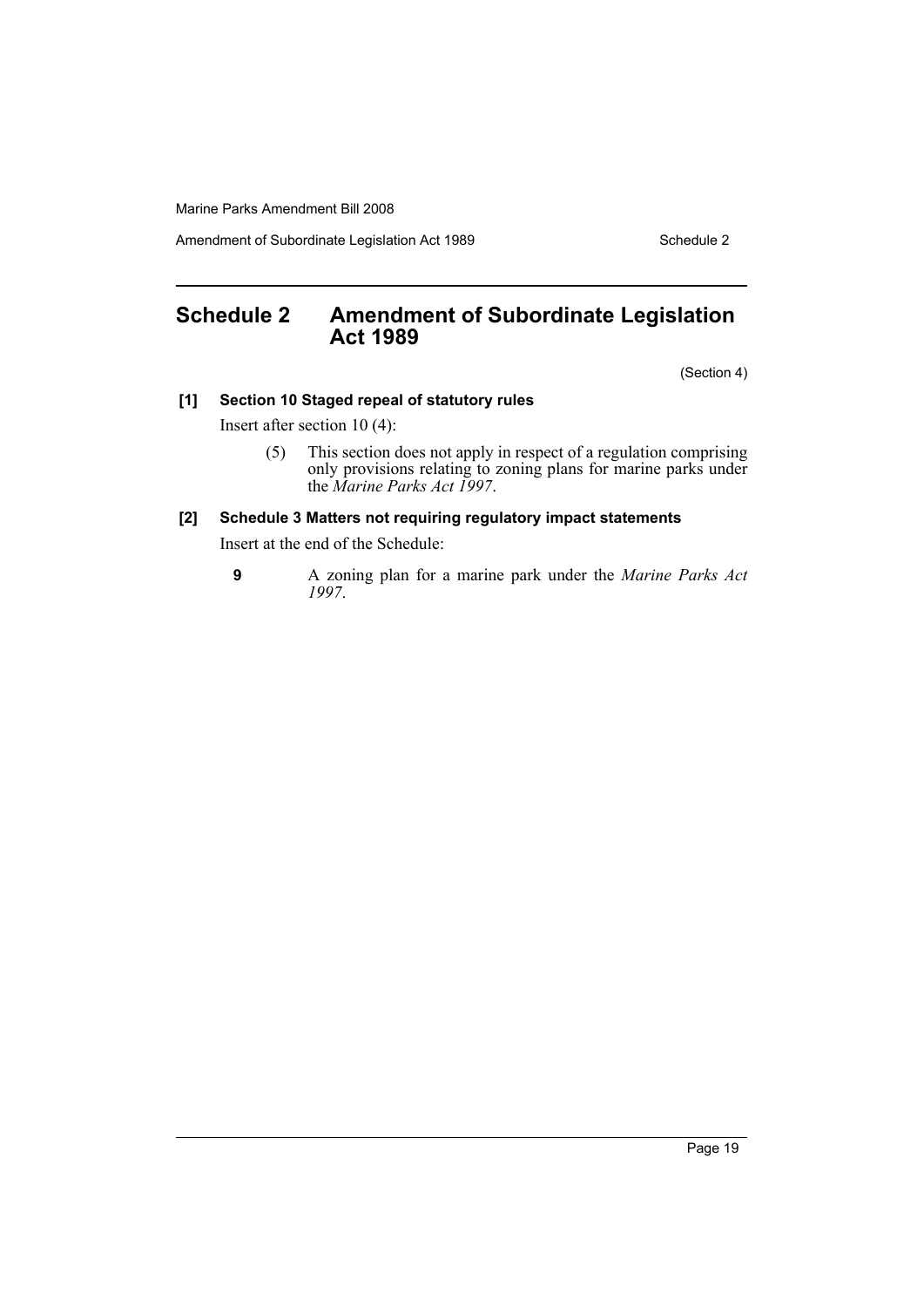# Schedule 2 Amendment of Subordinate Legislation Act 1989

(Section 4)

**[1] Section 10 Staged repeal of statutory rules**

Insert after section 10 (4):

> (5) This section does not apply in respect of a regulation comprising only provisions relating to zoning plans for marine parks under the *Marine Parks Act 1997*.

**[2] Schedule 3 Matters not requiring regulatory impact statements**

Insert at the end of the Schedule:

> **9** A zoning plan for a marine park under the *Marine Parks Act 1997*.